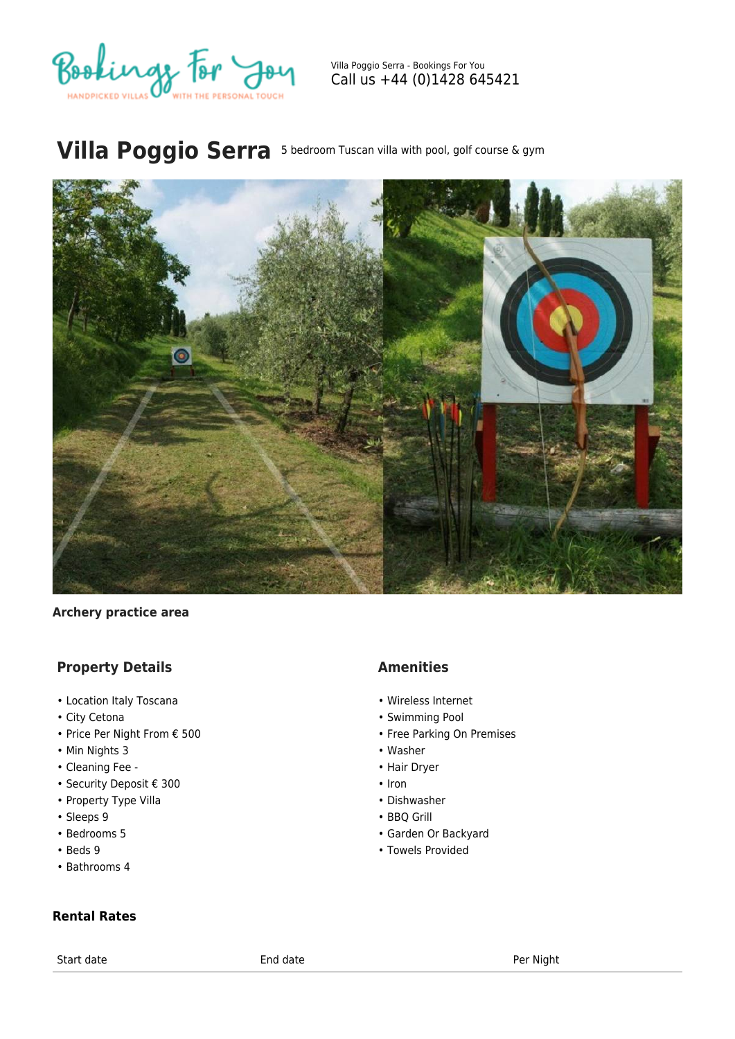Villa Poggio Serra - Bookings For You
Call us +44 (0)1428 645421

# Villa Poggio Serra

5 bedroom Tuscan villa with pool, golf course & gym

**Archery practice area**

## Property Details

- Location Italy Toscana
- City Cetona
- Price Per Night From € 500
- Min Nights 3
- Cleaning Fee -
- Security Deposit € 300
- Property Type Villa
- Sleeps 9
- Bedrooms 5
- Beds 9
- Bathrooms 4

## Amenities

- Wireless Internet
- Swimming Pool
- Free Parking On Premises
- Washer
- Hair Dryer
- Iron
- Dishwasher
- BBQ Grill
- Garden Or Backyard
- Towels Provided

### Rental Rates

| Start date | End date | Per Night |
| --- | --- | --- |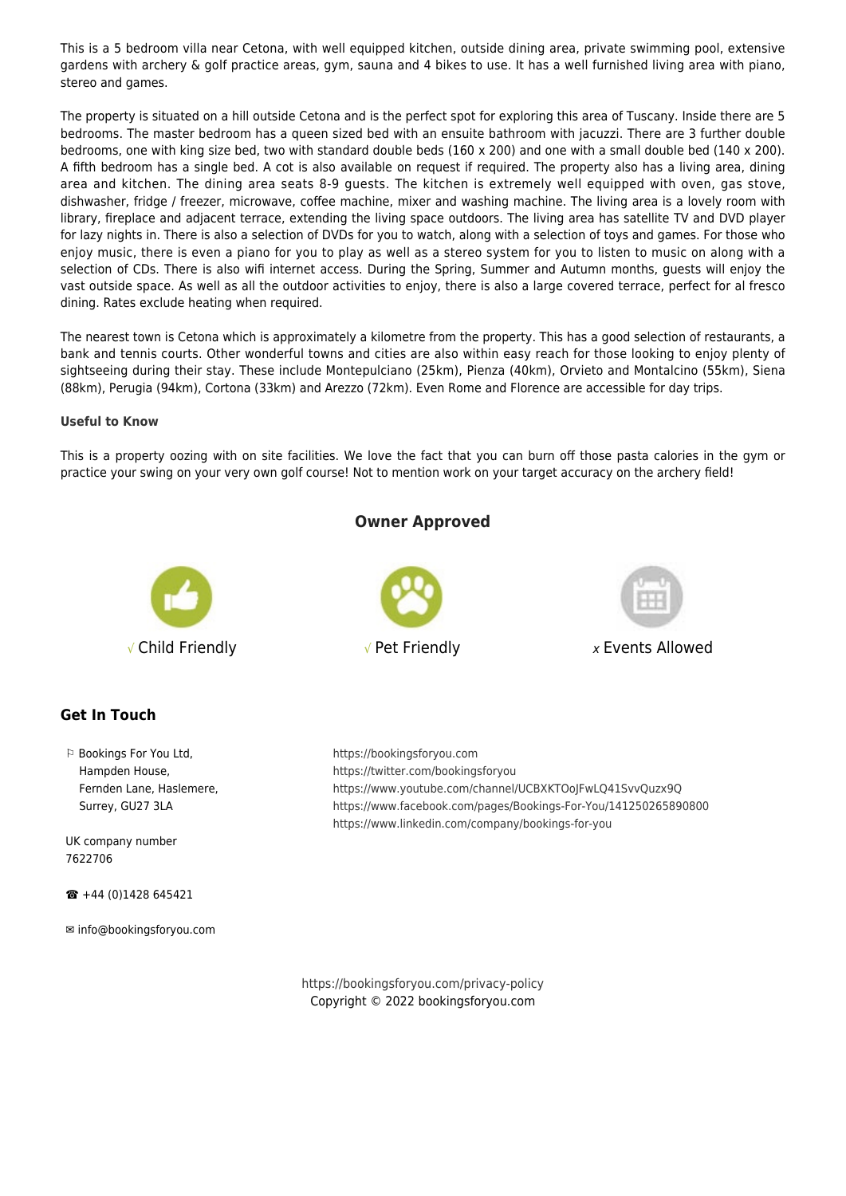This is a 5 bedroom villa near Cetona, with well equipped kitchen, outside dining area, private swimming pool, extensive gardens with archery & golf practice areas, gym, sauna and 4 bikes to use. It has a well furnished living area with piano, stereo and games.

The property is situated on a hill outside Cetona and is the perfect spot for exploring this area of Tuscany. Inside there are 5 bedrooms. The master bedroom has a queen sized bed with an ensuite bathroom with jacuzzi. There are 3 further double bedrooms, one with king size bed, two with standard double beds (160 x 200) and one with a small double bed (140 x 200). A fifth bedroom has a single bed. A cot is also available on request if required. The property also has a living area, dining area and kitchen. The dining area seats 8-9 guests. The kitchen is extremely well equipped with oven, gas stove, dishwasher, fridge / freezer, microwave, coffee machine, mixer and washing machine. The living area is a lovely room with library, fireplace and adjacent terrace, extending the living space outdoors. The living area has satellite TV and DVD player for lazy nights in. There is also a selection of DVDs for you to watch, along with a selection of toys and games. For those who enjoy music, there is even a piano for you to play as well as a stereo system for you to listen to music on along with a selection of CDs. There is also wifi internet access. During the Spring, Summer and Autumn months, guests will enjoy the vast outside space. As well as all the outdoor activities to enjoy, there is also a large covered terrace, perfect for al fresco dining. Rates exclude heating when required.

The nearest town is Cetona which is approximately a kilometre from the property. This has a good selection of restaurants, a bank and tennis courts. Other wonderful towns and cities are also within easy reach for those looking to enjoy plenty of sightseeing during their stay. These include Montepulciano (25km), Pienza (40km), Orvieto and Montalcino (55km), Siena (88km), Perugia (94km), Cortona (33km) and Arezzo (72km). Even Rome and Florence are accessible for day trips.

**Useful to Know**

This is a property oozing with on site facilities. We love the fact that you can burn off those pasta calories in the gym or practice your swing on your very own golf course! Not to mention work on your target accuracy on the archery field!

## Owner Approved

√ Child Friendly

√ Pet Friendly

x Events Allowed

## Get In Touch

⚐ Bookings For You Ltd,
Hampden House,
Fernden Lane, Haslemere,
Surrey, GU27 3LA

UK company number
7622706

☎ +44 (0)1428 645421

✉ info@bookingsforyou.com

https://bookingsforyou.com
https://twitter.com/bookingsforyou
https://www.youtube.com/channel/UCBXKTOoJFwLQ41SvvQuzx9Q
https://www.facebook.com/pages/Bookings-For-You/141250265890800
https://www.linkedin.com/company/bookings-for-you

https://bookingsforyou.com/privacy-policy
Copyright © 2022 bookingsforyou.com